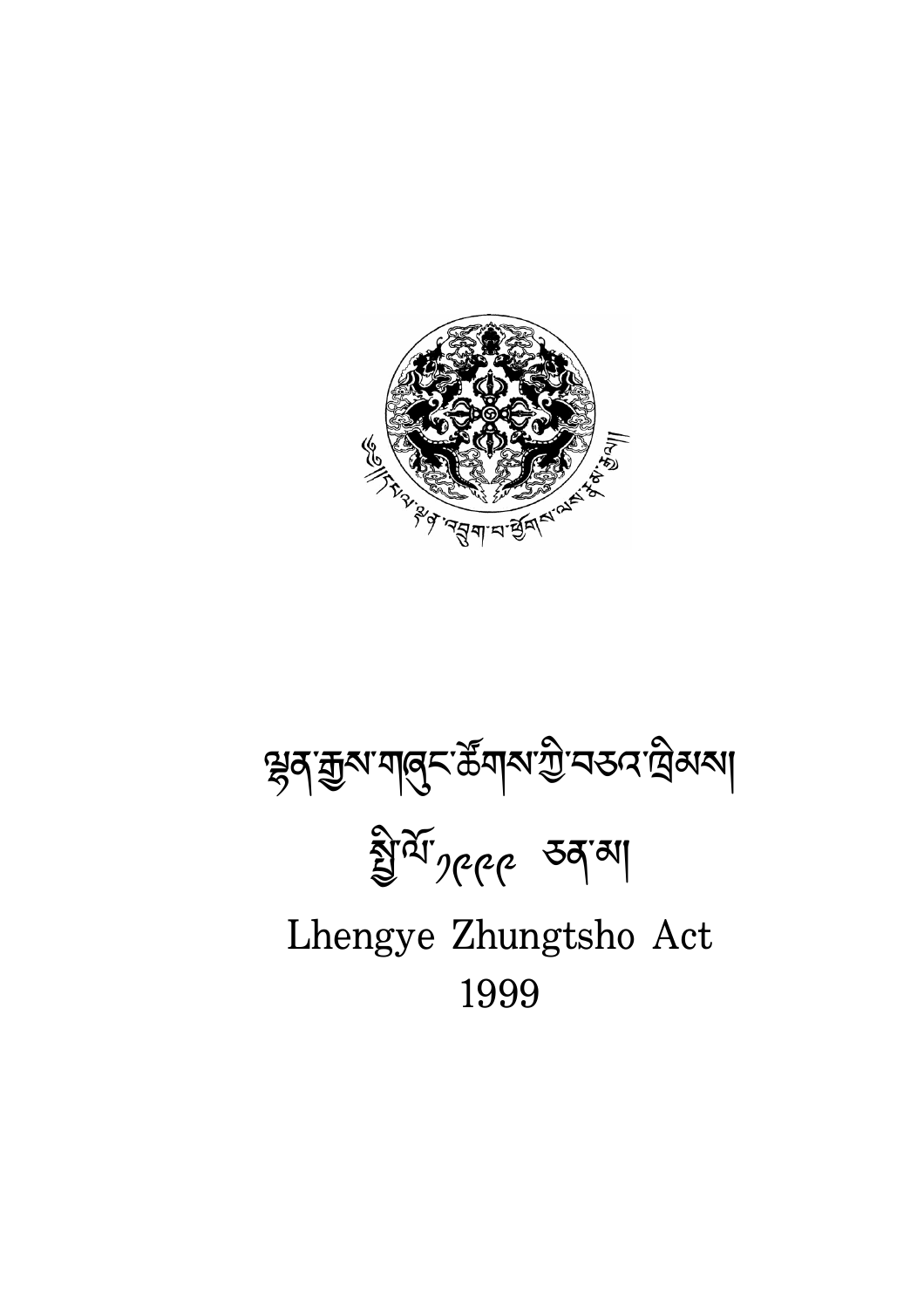# ལྷན་རྒྱས་གཞུང་ཚོགས་ཀྱི་བཅའ་ཁྲིམས།

# སྤྱི་ལོ་༡༩༩༩ ཅན་མ།

# Lhengye Zhungtsho Act 1999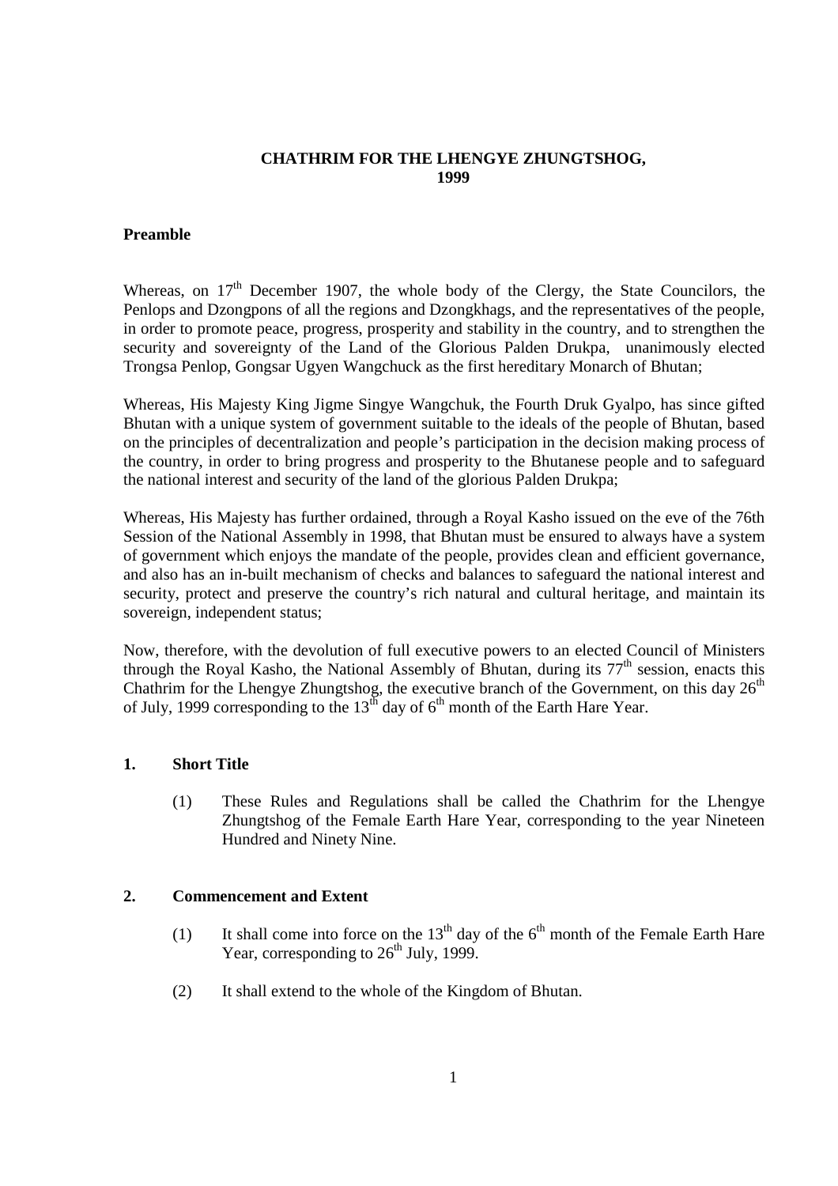**CHATHRIM FOR THE LHENGYE ZHUNGTSHOG,**
**1999**

## Preamble

Whereas, on 17th December 1907, the whole body of the Clergy, the State Councilors, the Penlops and Dzongpons of all the regions and Dzongkhags, and the representatives of the people, in order to promote peace, progress, prosperity and stability in the country, and to strengthen the security and sovereignty of the Land of the Glorious Palden Drukpa, unanimously elected Trongsa Penlop, Gongsar Ugyen Wangchuck as the first hereditary Monarch of Bhutan;

Whereas, His Majesty King Jigme Singye Wangchuk, the Fourth Druk Gyalpo, has since gifted Bhutan with a unique system of government suitable to the ideals of the people of Bhutan, based on the principles of decentralization and people's participation in the decision making process of the country, in order to bring progress and prosperity to the Bhutanese people and to safeguard the national interest and security of the land of the glorious Palden Drukpa;

Whereas, His Majesty has further ordained, through a Royal Kasho issued on the eve of the 76th Session of the National Assembly in 1998, that Bhutan must be ensured to always have a system of government which enjoys the mandate of the people, provides clean and efficient governance, and also has an in-built mechanism of checks and balances to safeguard the national interest and security, protect and preserve the country's rich natural and cultural heritage, and maintain its sovereign, independent status;

Now, therefore, with the devolution of full executive powers to an elected Council of Ministers through the Royal Kasho, the National Assembly of Bhutan, during its 77th session, enacts this Chathrim for the Lhengye Zhungtshog, the executive branch of the Government, on this day 26th of July, 1999 corresponding to the 13th day of 6th month of the Earth Hare Year.

## 1. Short Title

(1) These Rules and Regulations shall be called the Chathrim for the Lhengye Zhungtshog of the Female Earth Hare Year, corresponding to the year Nineteen Hundred and Ninety Nine.

## 2. Commencement and Extent

(1) It shall come into force on the 13th day of the 6th month of the Female Earth Hare Year, corresponding to 26th July, 1999.

(2) It shall extend to the whole of the Kingdom of Bhutan.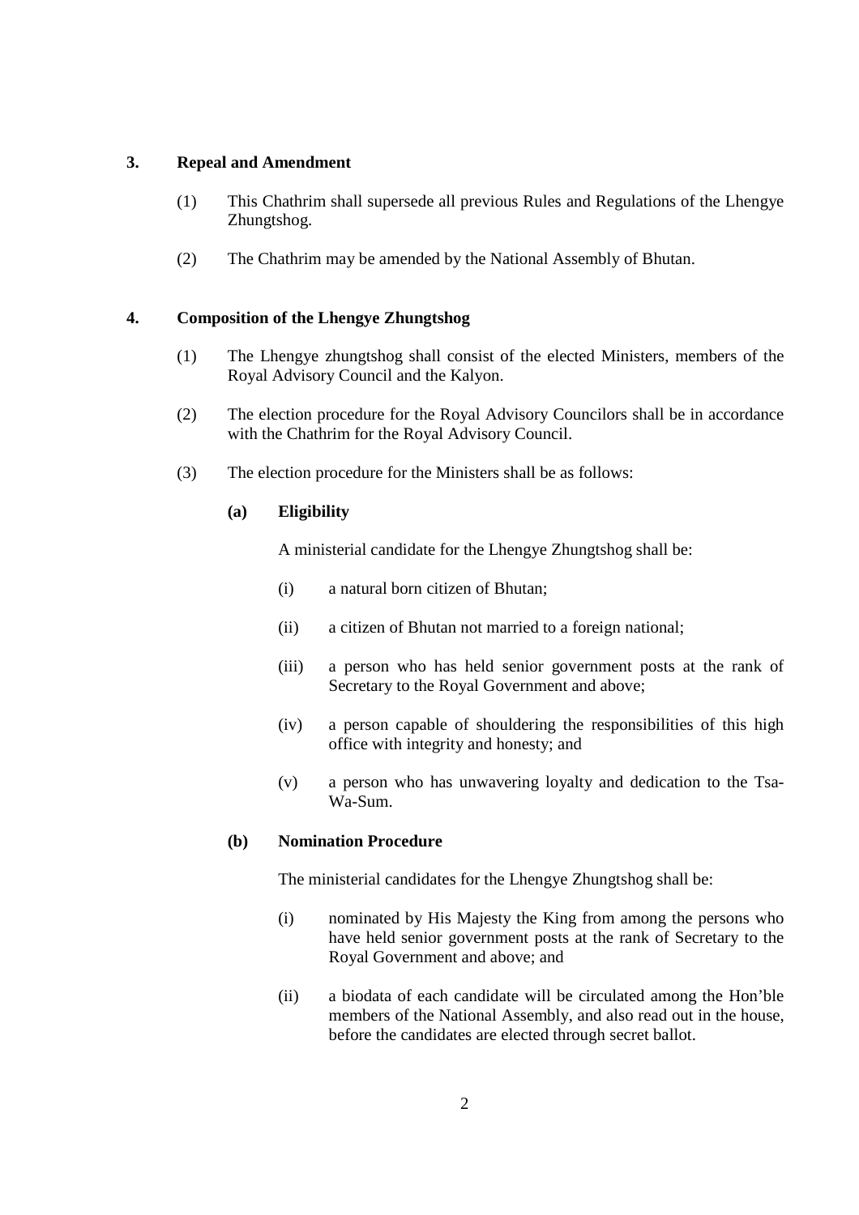## 3. Repeal and Amendment

(1) This Chathrim shall supersede all previous Rules and Regulations of the Lhengye Zhungtshog.

(2) The Chathrim may be amended by the National Assembly of Bhutan.

## 4. Composition of the Lhengye Zhungtshog

(1) The Lhengye zhungtshog shall consist of the elected Ministers, members of the Royal Advisory Council and the Kalyon.

(2) The election procedure for the Royal Advisory Councilors shall be in accordance with the Chathrim for the Royal Advisory Council.

(3) The election procedure for the Ministers shall be as follows:

**(a) Eligibility**

A ministerial candidate for the Lhengye Zhungtshog shall be:

(i) a natural born citizen of Bhutan;

(ii) a citizen of Bhutan not married to a foreign national;

(iii) a person who has held senior government posts at the rank of Secretary to the Royal Government and above;

(iv) a person capable of shouldering the responsibilities of this high office with integrity and honesty; and

(v) a person who has unwavering loyalty and dedication to the Tsa-Wa-Sum.

**(b) Nomination Procedure**

The ministerial candidates for the Lhengye Zhungtshog shall be:

(i) nominated by His Majesty the King from among the persons who have held senior government posts at the rank of Secretary to the Royal Government and above; and

(ii) a biodata of each candidate will be circulated among the Hon'ble members of the National Assembly, and also read out in the house, before the candidates are elected through secret ballot.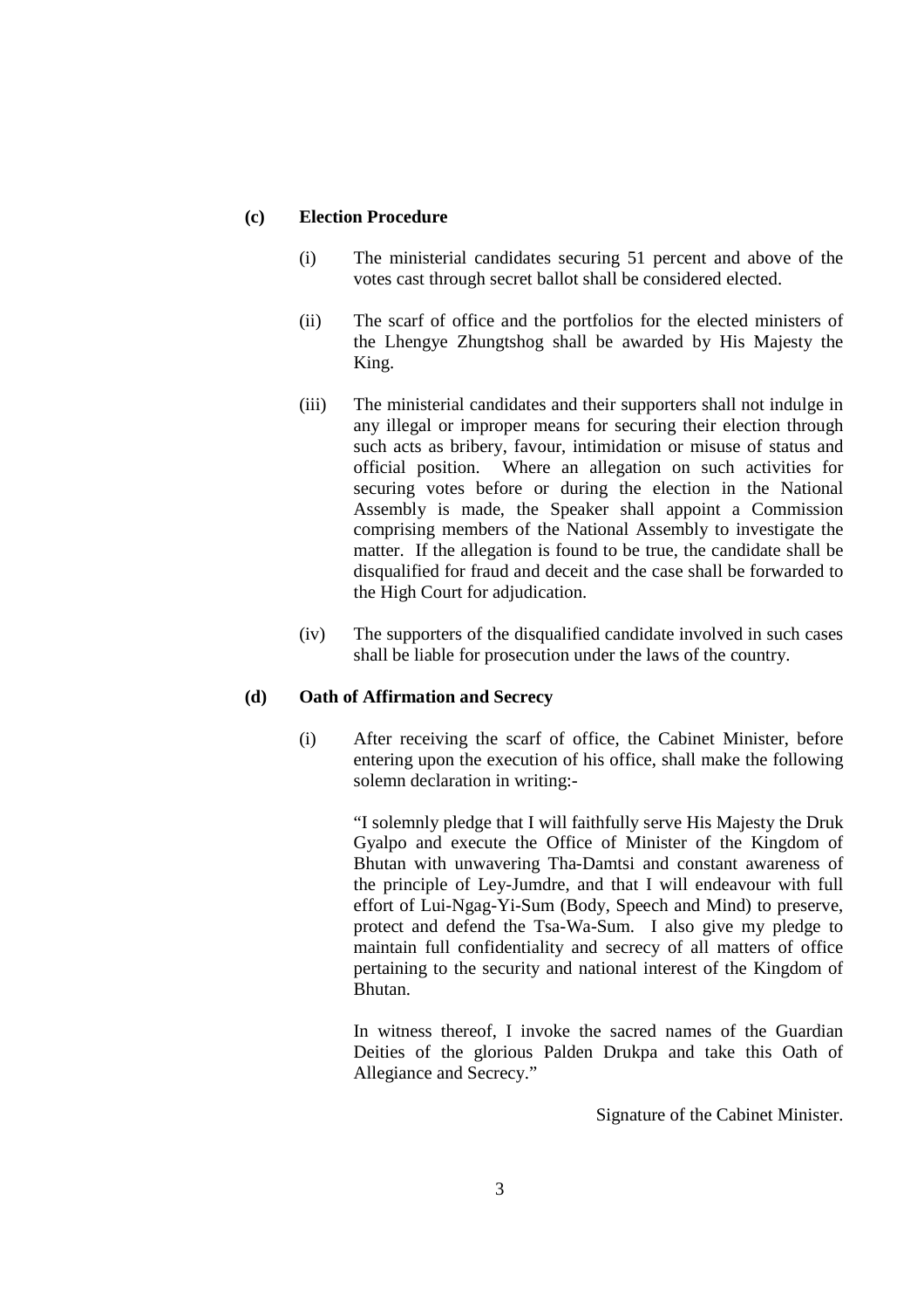**(c) Election Procedure**

(i) The ministerial candidates securing 51 percent and above of the votes cast through secret ballot shall be considered elected.

(ii) The scarf of office and the portfolios for the elected ministers of the Lhengye Zhungtshog shall be awarded by His Majesty the King.

(iii) The ministerial candidates and their supporters shall not indulge in any illegal or improper means for securing their election through such acts as bribery, favour, intimidation or misuse of status and official position. Where an allegation on such activities for securing votes before or during the election in the National Assembly is made, the Speaker shall appoint a Commission comprising members of the National Assembly to investigate the matter. If the allegation is found to be true, the candidate shall be disqualified for fraud and deceit and the case shall be forwarded to the High Court for adjudication.

(iv) The supporters of the disqualified candidate involved in such cases shall be liable for prosecution under the laws of the country.

**(d) Oath of Affirmation and Secrecy**

(i) After receiving the scarf of office, the Cabinet Minister, before entering upon the execution of his office, shall make the following solemn declaration in writing:-

> "I solemnly pledge that I will faithfully serve His Majesty the Druk Gyalpo and execute the Office of Minister of the Kingdom of Bhutan with unwavering Tha-Damtsi and constant awareness of the principle of Ley-Jumdre, and that I will endeavour with full effort of Lui-Ngag-Yi-Sum (Body, Speech and Mind) to preserve, protect and defend the Tsa-Wa-Sum. I also give my pledge to maintain full confidentiality and secrecy of all matters of office pertaining to the security and national interest of the Kingdom of Bhutan.
>
> In witness thereof, I invoke the sacred names of the Guardian Deities of the glorious Palden Drukpa and take this Oath of Allegiance and Secrecy."

Signature of the Cabinet Minister.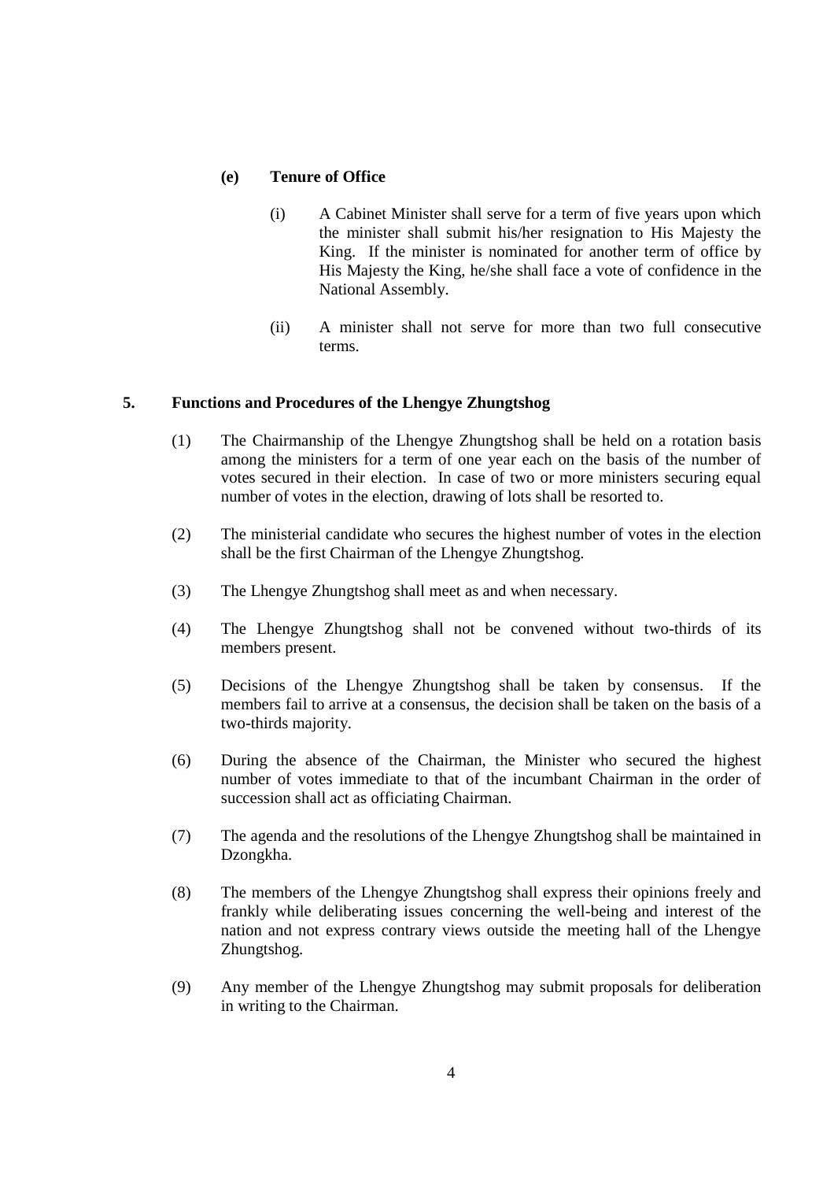**(e) Tenure of Office**

(i) A Cabinet Minister shall serve for a term of five years upon which the minister shall submit his/her resignation to His Majesty the King. If the minister is nominated for another term of office by His Majesty the King, he/she shall face a vote of confidence in the National Assembly.

(ii) A minister shall not serve for more than two full consecutive terms.

## 5. Functions and Procedures of the Lhengye Zhungtshog

(1) The Chairmanship of the Lhengye Zhungtshog shall be held on a rotation basis among the ministers for a term of one year each on the basis of the number of votes secured in their election. In case of two or more ministers securing equal number of votes in the election, drawing of lots shall be resorted to.

(2) The ministerial candidate who secures the highest number of votes in the election shall be the first Chairman of the Lhengye Zhungtshog.

(3) The Lhengye Zhungtshog shall meet as and when necessary.

(4) The Lhengye Zhungtshog shall not be convened without two-thirds of its members present.

(5) Decisions of the Lhengye Zhungtshog shall be taken by consensus. If the members fail to arrive at a consensus, the decision shall be taken on the basis of a two-thirds majority.

(6) During the absence of the Chairman, the Minister who secured the highest number of votes immediate to that of the incumbant Chairman in the order of succession shall act as officiating Chairman.

(7) The agenda and the resolutions of the Lhengye Zhungtshog shall be maintained in Dzongkha.

(8) The members of the Lhengye Zhungtshog shall express their opinions freely and frankly while deliberating issues concerning the well-being and interest of the nation and not express contrary views outside the meeting hall of the Lhengye Zhungtshog.

(9) Any member of the Lhengye Zhungtshog may submit proposals for deliberation in writing to the Chairman.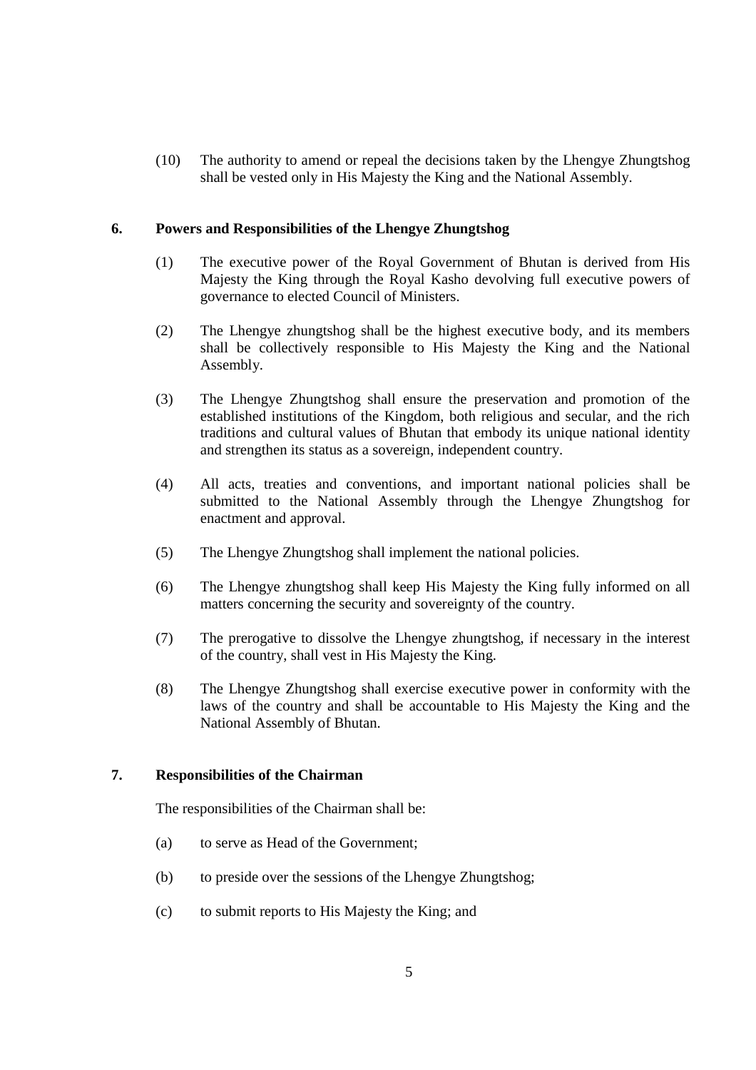(10) The authority to amend or repeal the decisions taken by the Lhengye Zhungtshog shall be vested only in His Majesty the King and the National Assembly.

## 6. Powers and Responsibilities of the Lhengye Zhungtshog

(1) The executive power of the Royal Government of Bhutan is derived from His Majesty the King through the Royal Kasho devolving full executive powers of governance to elected Council of Ministers.

(2) The Lhengye zhungtshog shall be the highest executive body, and its members shall be collectively responsible to His Majesty the King and the National Assembly.

(3) The Lhengye Zhungtshog shall ensure the preservation and promotion of the established institutions of the Kingdom, both religious and secular, and the rich traditions and cultural values of Bhutan that embody its unique national identity and strengthen its status as a sovereign, independent country.

(4) All acts, treaties and conventions, and important national policies shall be submitted to the National Assembly through the Lhengye Zhungtshog for enactment and approval.

(5) The Lhengye Zhungtshog shall implement the national policies.

(6) The Lhengye zhungtshog shall keep His Majesty the King fully informed on all matters concerning the security and sovereignty of the country.

(7) The prerogative to dissolve the Lhengye zhungtshog, if necessary in the interest of the country, shall vest in His Majesty the King.

(8) The Lhengye Zhungtshog shall exercise executive power in conformity with the laws of the country and shall be accountable to His Majesty the King and the National Assembly of Bhutan.

## 7. Responsibilities of the Chairman

The responsibilities of the Chairman shall be:

(a) to serve as Head of the Government;

(b) to preside over the sessions of the Lhengye Zhungtshog;

(c) to submit reports to His Majesty the King; and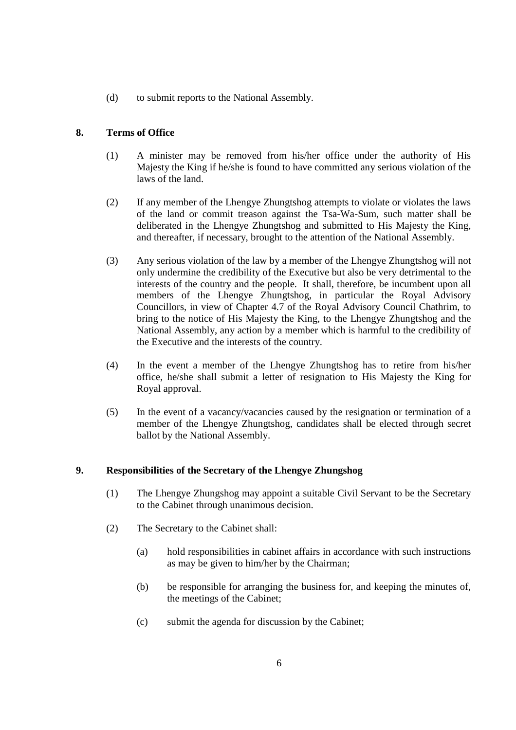(d) to submit reports to the National Assembly.

## 8. Terms of Office

(1) A minister may be removed from his/her office under the authority of His Majesty the King if he/she is found to have committed any serious violation of the laws of the land.

(2) If any member of the Lhengye Zhungtshog attempts to violate or violates the laws of the land or commit treason against the Tsa-Wa-Sum, such matter shall be deliberated in the Lhengye Zhungtshog and submitted to His Majesty the King, and thereafter, if necessary, brought to the attention of the National Assembly.

(3) Any serious violation of the law by a member of the Lhengye Zhungtshog will not only undermine the credibility of the Executive but also be very detrimental to the interests of the country and the people. It shall, therefore, be incumbent upon all members of the Lhengye Zhungtshog, in particular the Royal Advisory Councillors, in view of Chapter 4.7 of the Royal Advisory Council Chathrim, to bring to the notice of His Majesty the King, to the Lhengye Zhungtshog and the National Assembly, any action by a member which is harmful to the credibility of the Executive and the interests of the country.

(4) In the event a member of the Lhengye Zhungtshog has to retire from his/her office, he/she shall submit a letter of resignation to His Majesty the King for Royal approval.

(5) In the event of a vacancy/vacancies caused by the resignation or termination of a member of the Lhengye Zhungtshog, candidates shall be elected through secret ballot by the National Assembly.

## 9. Responsibilities of the Secretary of the Lhengye Zhungshog

(1) The Lhengye Zhungshog may appoint a suitable Civil Servant to be the Secretary to the Cabinet through unanimous decision.

(2) The Secretary to the Cabinet shall:

(a) hold responsibilities in cabinet affairs in accordance with such instructions as may be given to him/her by the Chairman;

(b) be responsible for arranging the business for, and keeping the minutes of, the meetings of the Cabinet;

(c) submit the agenda for discussion by the Cabinet;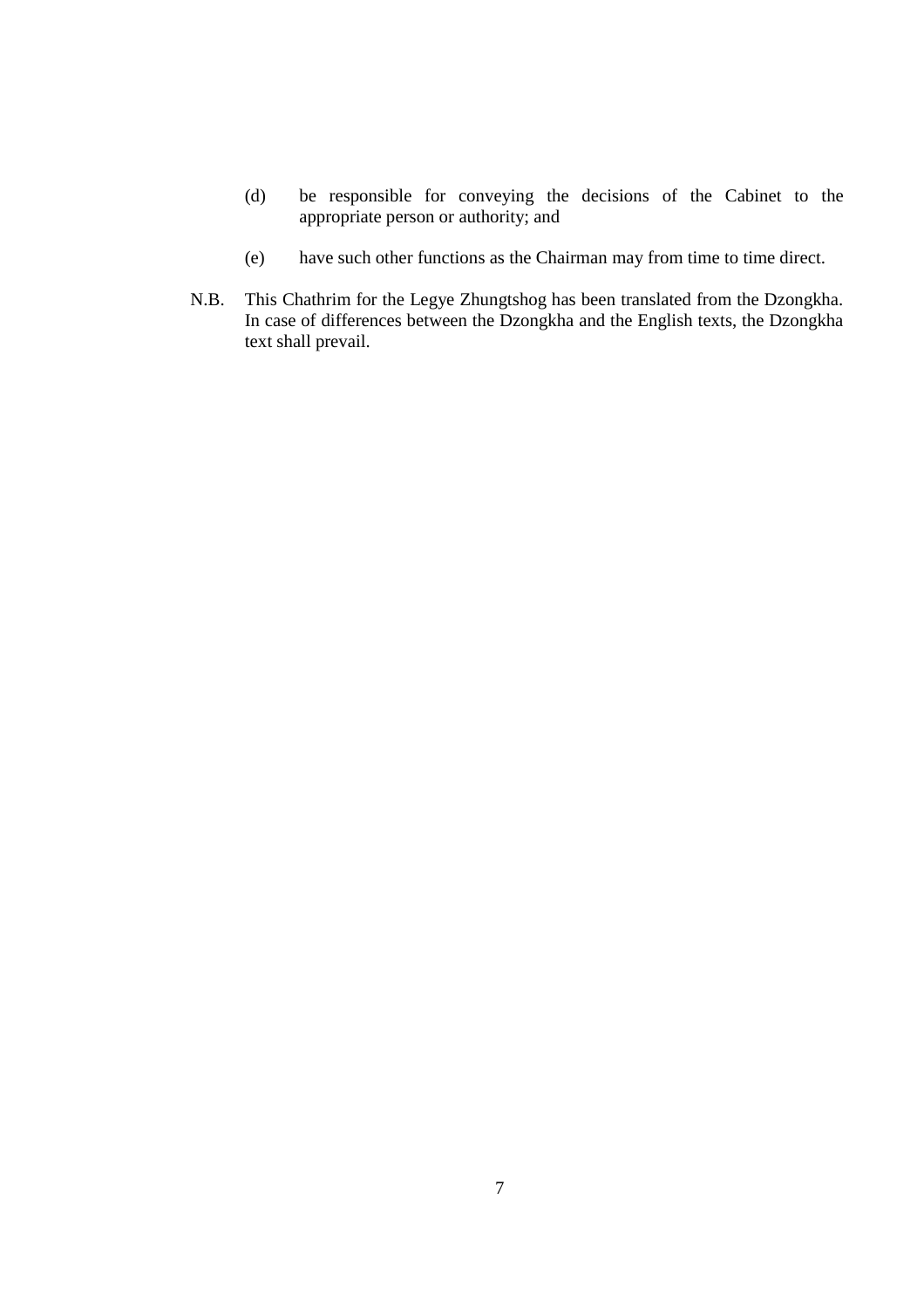(d) be responsible for conveying the decisions of the Cabinet to the appropriate person or authority; and

(e) have such other functions as the Chairman may from time to time direct.

N.B. This Chathrim for the Legye Zhungtshog has been translated from the Dzongkha. In case of differences between the Dzongkha and the English texts, the Dzongkha text shall prevail.